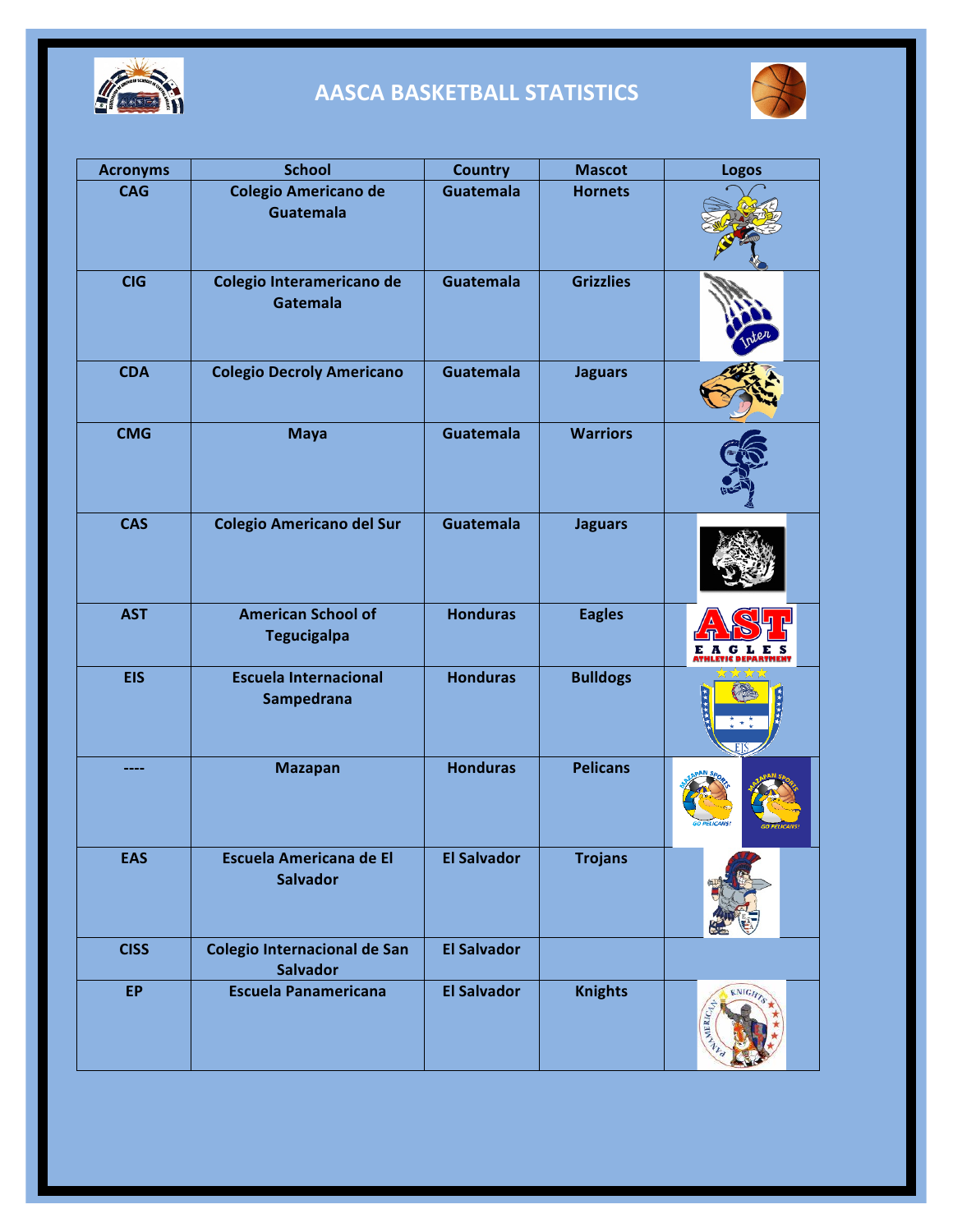# AASCA BASKETBALL STATISTICS

| Acronyms | School | Country | Mascot | Logos |
|---|---|---|---|---|
| CAG | Colegio Americano de Guatemala | Guatemala | Hornets | |
| CIG | Colegio Interamericano de Gatemala | Guatemala | Grizzlies | |
| CDA | Colegio Decroly Americano | Guatemala | Jaguars | |
| CMG | Maya | Guatemala | Warriors | |
| CAS | Colegio Americano del Sur | Guatemala | Jaguars | |
| AST | American School of Tegucigalpa | Honduras | Eagles | |
| EIS | Escuela Internacional Sampedrana | Honduras | Bulldogs | |
| ---- | Mazapan | Honduras | Pelicans | |
| EAS | Escuela Americana de El Salvador | El Salvador | Trojans | |
| CISS | Colegio Internacional de San Salvador | El Salvador | | |
| EP | Escuela Panamericana | El Salvador | Knights | |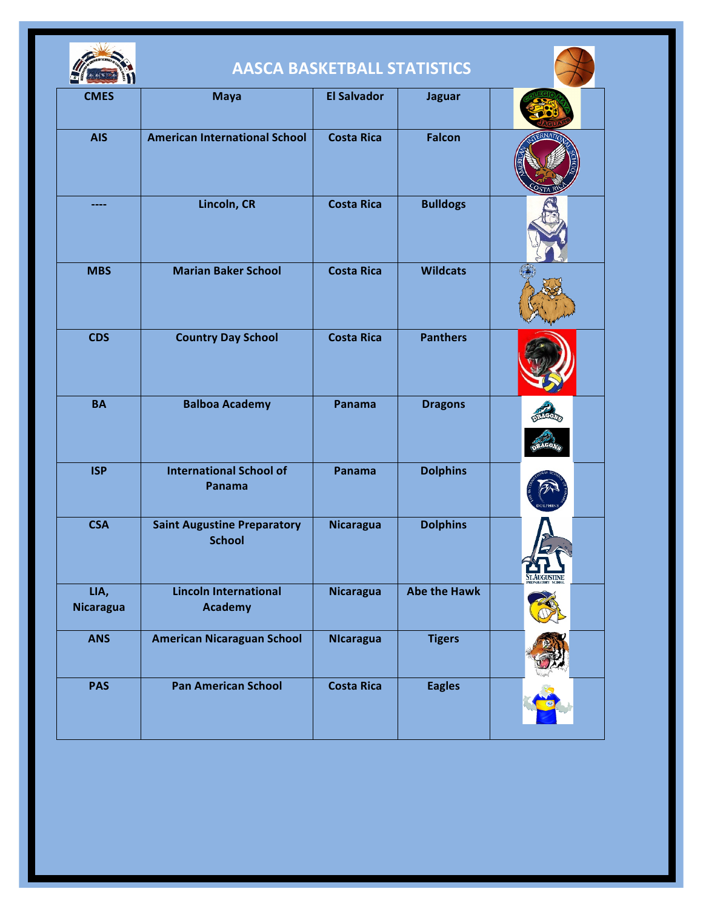# AASCA BASKETBALL STATISTICS

| CMES | Maya | El Salvador | Jaguar | |
|---|---|---|---|---|
| AIS | American International School | Costa Rica | Falcon | |
| ---- | Lincoln, CR | Costa Rica | Bulldogs | |
| MBS | Marian Baker School | Costa Rica | Wildcats | |
| CDS | Country Day School | Costa Rica | Panthers | |
| BA | Balboa Academy | Panama | Dragons | |
| ISP | International School of Panama | Panama | Dolphins | |
| CSA | Saint Augustine Preparatory School | Nicaragua | Dolphins | |
| LIA, Nicaragua | Lincoln International Academy | Nicaragua | Abe the Hawk | |
| ANS | American Nicaraguan School | NIcaragua | Tigers | |
| PAS | Pan American School | Costa Rica | Eagles | |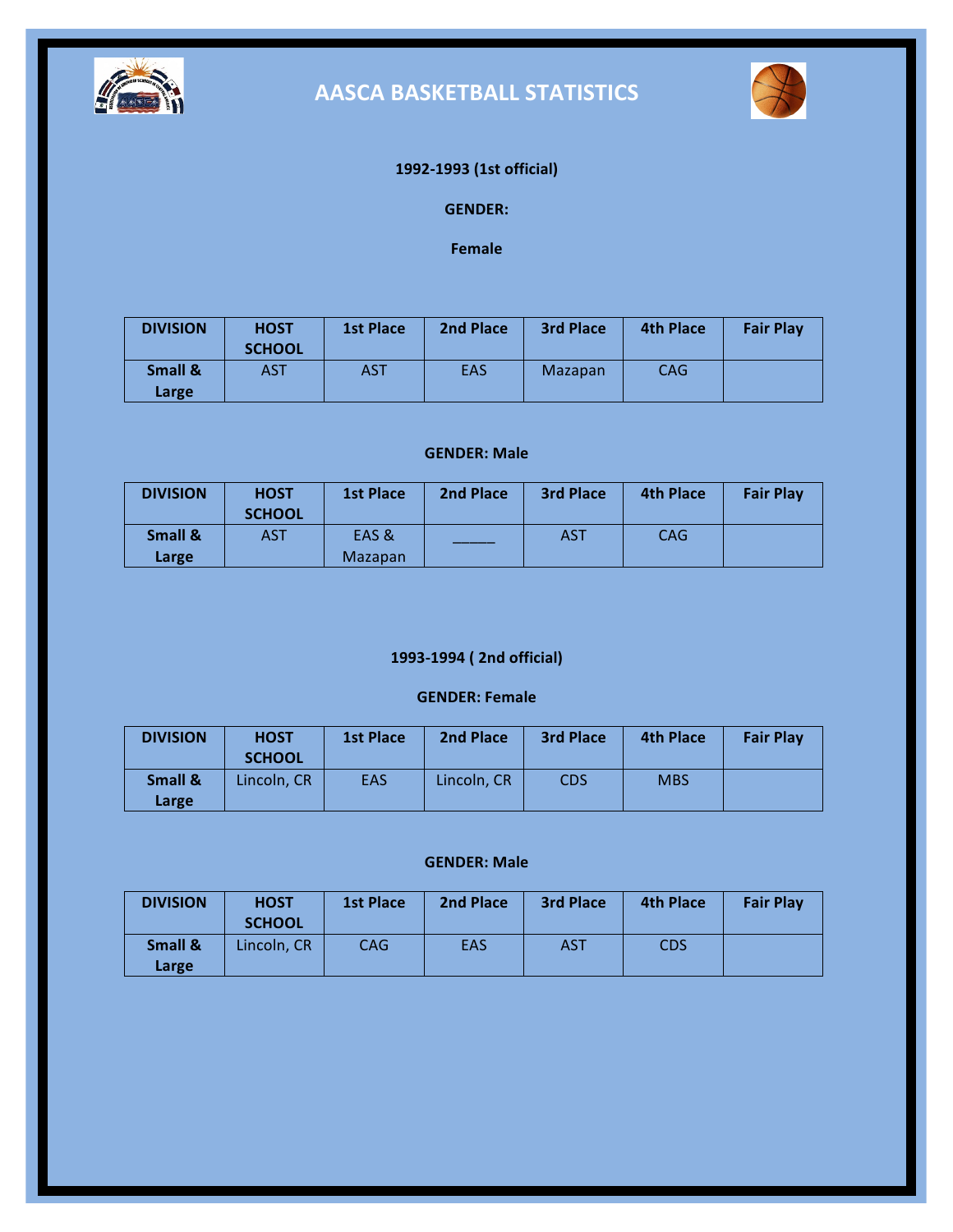# AASCA BASKETBALL STATISTICS

**1992-1993 (1st official)**

**GENDER:**

**Female**

| DIVISION | HOST SCHOOL | 1st Place | 2nd Place | 3rd Place | 4th Place | Fair Play |
|---|---|---|---|---|---|---|
| Small & Large | AST | AST | EAS | Mazapan | CAG | |

**GENDER: Male**

| DIVISION | HOST SCHOOL | 1st Place | 2nd Place | 3rd Place | 4th Place | Fair Play |
|---|---|---|---|---|---|---|
| Small & Large | AST | EAS & Mazapan | _____ | AST | CAG | |

**1993-1994 ( 2nd official)**

**GENDER: Female**

| DIVISION | HOST SCHOOL | 1st Place | 2nd Place | 3rd Place | 4th Place | Fair Play |
|---|---|---|---|---|---|---|
| Small & Large | Lincoln, CR | EAS | Lincoln, CR | CDS | MBS | |

**GENDER: Male**

| DIVISION | HOST SCHOOL | 1st Place | 2nd Place | 3rd Place | 4th Place | Fair Play |
|---|---|---|---|---|---|---|
| Small & Large | Lincoln, CR | CAG | EAS | AST | CDS | |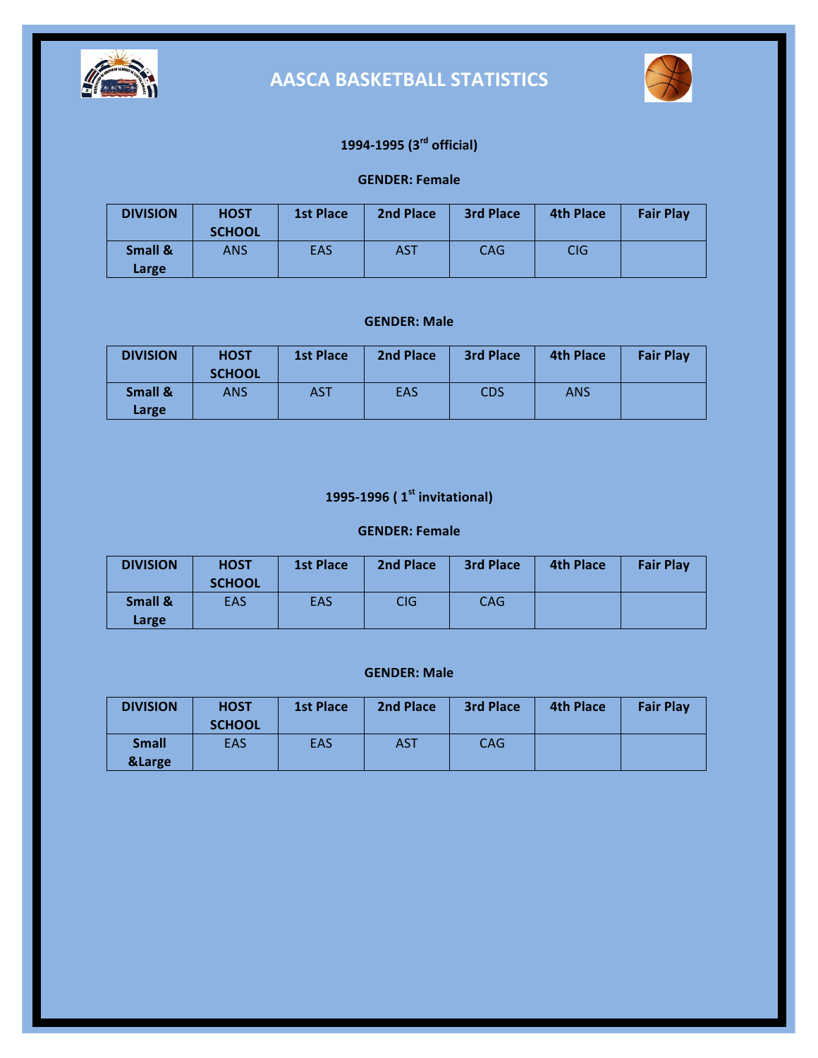# AASCA BASKETBALL STATISTICS

## 1994-1995 (3rd official)

### GENDER: Female

| DIVISION | HOST SCHOOL | 1st Place | 2nd Place | 3rd Place | 4th Place | Fair Play |
|---|---|---|---|---|---|---|
| Small & Large | ANS | EAS | AST | CAG | CIG | |

### GENDER: Male

| DIVISION | HOST SCHOOL | 1st Place | 2nd Place | 3rd Place | 4th Place | Fair Play |
|---|---|---|---|---|---|---|
| Small & Large | ANS | AST | EAS | CDS | ANS | |

## 1995-1996 ( 1st invitational)

### GENDER: Female

| DIVISION | HOST SCHOOL | 1st Place | 2nd Place | 3rd Place | 4th Place | Fair Play |
|---|---|---|---|---|---|---|
| Small & Large | EAS | EAS | CIG | CAG | | |

### GENDER: Male

| DIVISION | HOST SCHOOL | 1st Place | 2nd Place | 3rd Place | 4th Place | Fair Play |
|---|---|---|---|---|---|---|
| Small &Large | EAS | EAS | AST | CAG | | |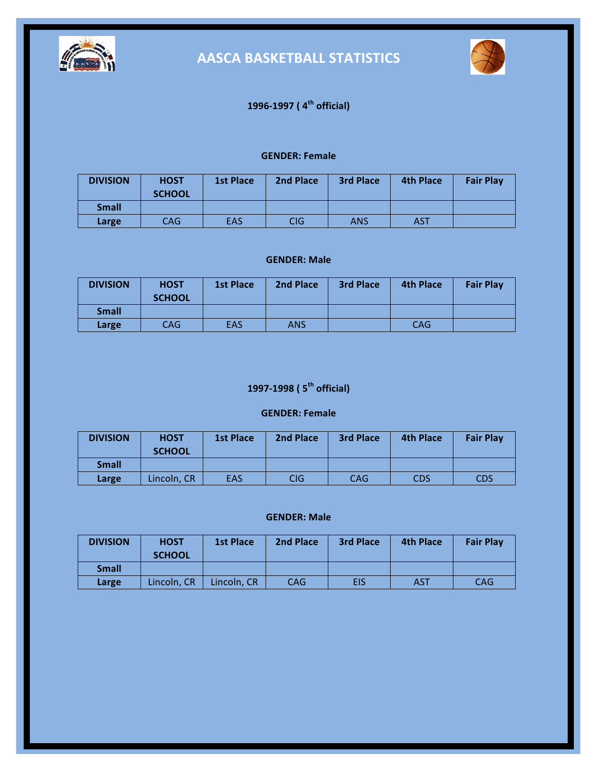# AASCA BASKETBALL STATISTICS

## 1996-1997 ( 4th official)

### GENDER: Female

| DIVISION | HOST SCHOOL | 1st Place | 2nd Place | 3rd Place | 4th Place | Fair Play |
|---|---|---|---|---|---|---|
| Small | | | | | | |
| Large | CAG | EAS | CIG | ANS | AST | |

### GENDER: Male

| DIVISION | HOST SCHOOL | 1st Place | 2nd Place | 3rd Place | 4th Place | Fair Play |
|---|---|---|---|---|---|---|
| Small | | | | | | |
| Large | CAG | EAS | ANS | | CAG | |

## 1997-1998 ( 5th official)

### GENDER: Female

| DIVISION | HOST SCHOOL | 1st Place | 2nd Place | 3rd Place | 4th Place | Fair Play |
|---|---|---|---|---|---|---|
| Small | | | | | | |
| Large | Lincoln, CR | EAS | CIG | CAG | CDS | CDS |

### GENDER: Male

| DIVISION | HOST SCHOOL | 1st Place | 2nd Place | 3rd Place | 4th Place | Fair Play |
|---|---|---|---|---|---|---|
| Small | | | | | | |
| Large | Lincoln, CR | Lincoln, CR | CAG | EIS | AST | CAG |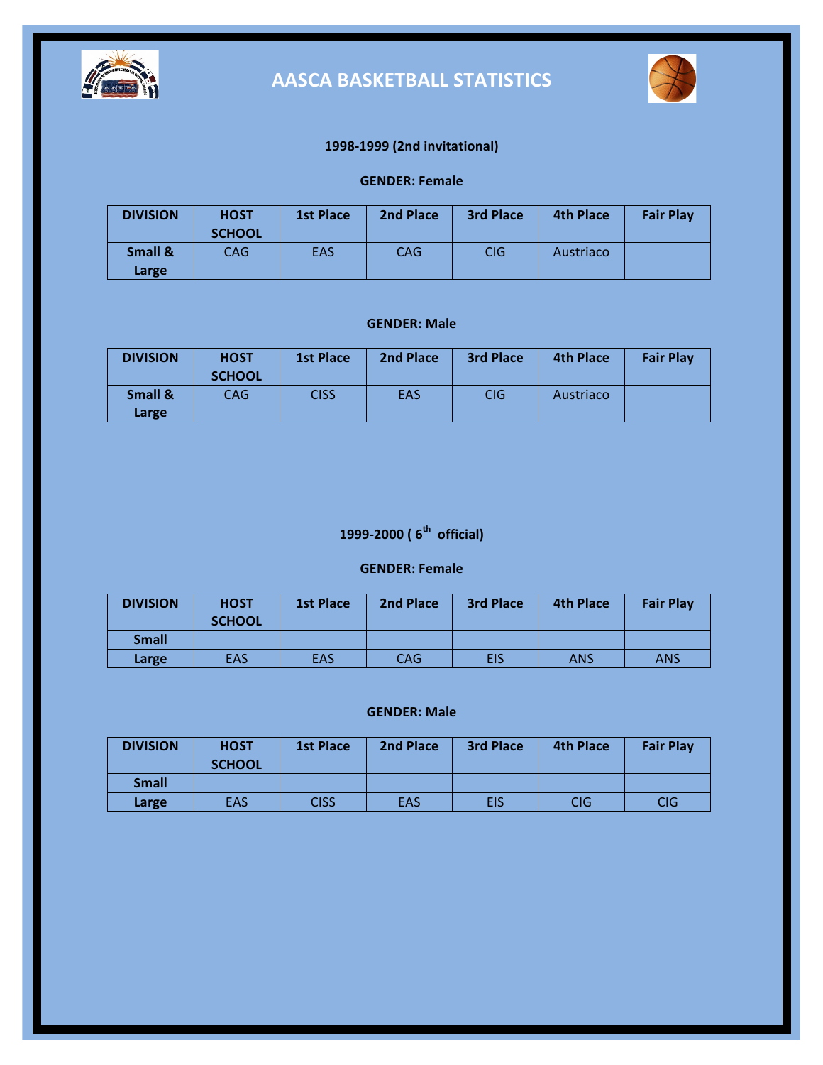# AASCA BASKETBALL STATISTICS

**1998-1999 (2nd invitational)**

**GENDER: Female**

| DIVISION | HOST SCHOOL | 1st Place | 2nd Place | 3rd Place | 4th Place | Fair Play |
|---|---|---|---|---|---|---|
| **Small & Large** | CAG | EAS | CAG | CIG | Austriaco | |

**GENDER: Male**

| DIVISION | HOST SCHOOL | 1st Place | 2nd Place | 3rd Place | 4th Place | Fair Play |
|---|---|---|---|---|---|---|
| **Small & Large** | CAG | CISS | EAS | CIG | Austriaco | |

**1999-2000 ( 6th official)**

**GENDER: Female**

| DIVISION | HOST SCHOOL | 1st Place | 2nd Place | 3rd Place | 4th Place | Fair Play |
|---|---|---|---|---|---|---|
| **Small** | | | | | | |
| **Large** | EAS | EAS | CAG | EIS | ANS | ANS |

**GENDER: Male**

| DIVISION | HOST SCHOOL | 1st Place | 2nd Place | 3rd Place | 4th Place | Fair Play |
|---|---|---|---|---|---|---|
| **Small** | | | | | | |
| **Large** | EAS | CISS | EAS | EIS | CIG | CIG |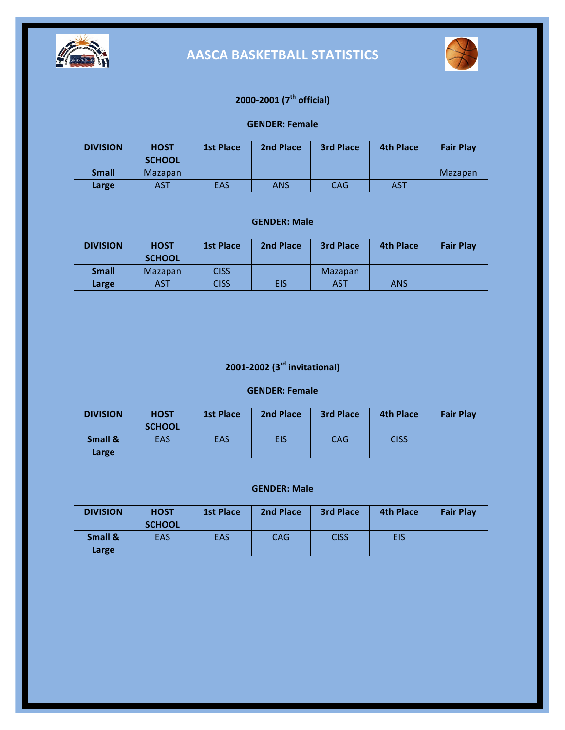# AASCA BASKETBALL STATISTICS

### 2000-2001 (7th official)

**GENDER: Female**

| DIVISION | HOST SCHOOL | 1st Place | 2nd Place | 3rd Place | 4th Place | Fair Play |
|---|---|---|---|---|---|---|
| **Small** | Mazapan | | | | | Mazapan |
| **Large** | AST | EAS | ANS | CAG | AST | |

**GENDER: Male**

| DIVISION | HOST SCHOOL | 1st Place | 2nd Place | 3rd Place | 4th Place | Fair Play |
|---|---|---|---|---|---|---|
| **Small** | Mazapan | CISS | | Mazapan | | |
| **Large** | AST | CISS | EIS | AST | ANS | |

### 2001-2002 (3rd invitational)

**GENDER: Female**

| DIVISION | HOST SCHOOL | 1st Place | 2nd Place | 3rd Place | 4th Place | Fair Play |
|---|---|---|---|---|---|---|
| **Small & Large** | EAS | EAS | EIS | CAG | CISS | |

**GENDER: Male**

| DIVISION | HOST SCHOOL | 1st Place | 2nd Place | 3rd Place | 4th Place | Fair Play |
|---|---|---|---|---|---|---|
| **Small & Large** | EAS | EAS | CAG | CISS | EIS | |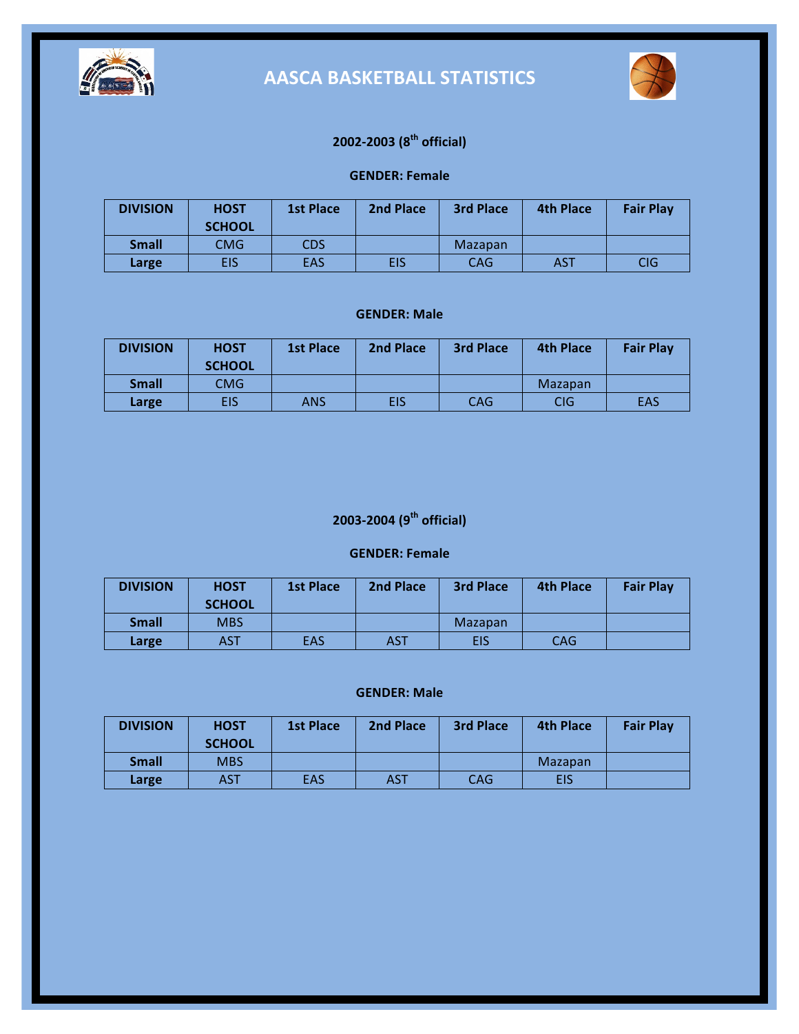# AASCA BASKETBALL STATISTICS

## 2002-2003 (8th official)

### GENDER: Female

| DIVISION | HOST SCHOOL | 1st Place | 2nd Place | 3rd Place | 4th Place | Fair Play |
|---|---|---|---|---|---|---|
| **Small** | CMG | CDS | | Mazapan | | |
| **Large** | EIS | EAS | EIS | CAG | AST | CIG |

### GENDER: Male

| DIVISION | HOST SCHOOL | 1st Place | 2nd Place | 3rd Place | 4th Place | Fair Play |
|---|---|---|---|---|---|---|
| **Small** | CMG | | | | Mazapan | |
| **Large** | EIS | ANS | EIS | CAG | CIG | EAS |

## 2003-2004 (9th official)

### GENDER: Female

| DIVISION | HOST SCHOOL | 1st Place | 2nd Place | 3rd Place | 4th Place | Fair Play |
|---|---|---|---|---|---|---|
| **Small** | MBS | | | Mazapan | | |
| **Large** | AST | EAS | AST | EIS | CAG | |

### GENDER: Male

| DIVISION | HOST SCHOOL | 1st Place | 2nd Place | 3rd Place | 4th Place | Fair Play |
|---|---|---|---|---|---|---|
| **Small** | MBS | | | | Mazapan | |
| **Large** | AST | EAS | AST | CAG | EIS | |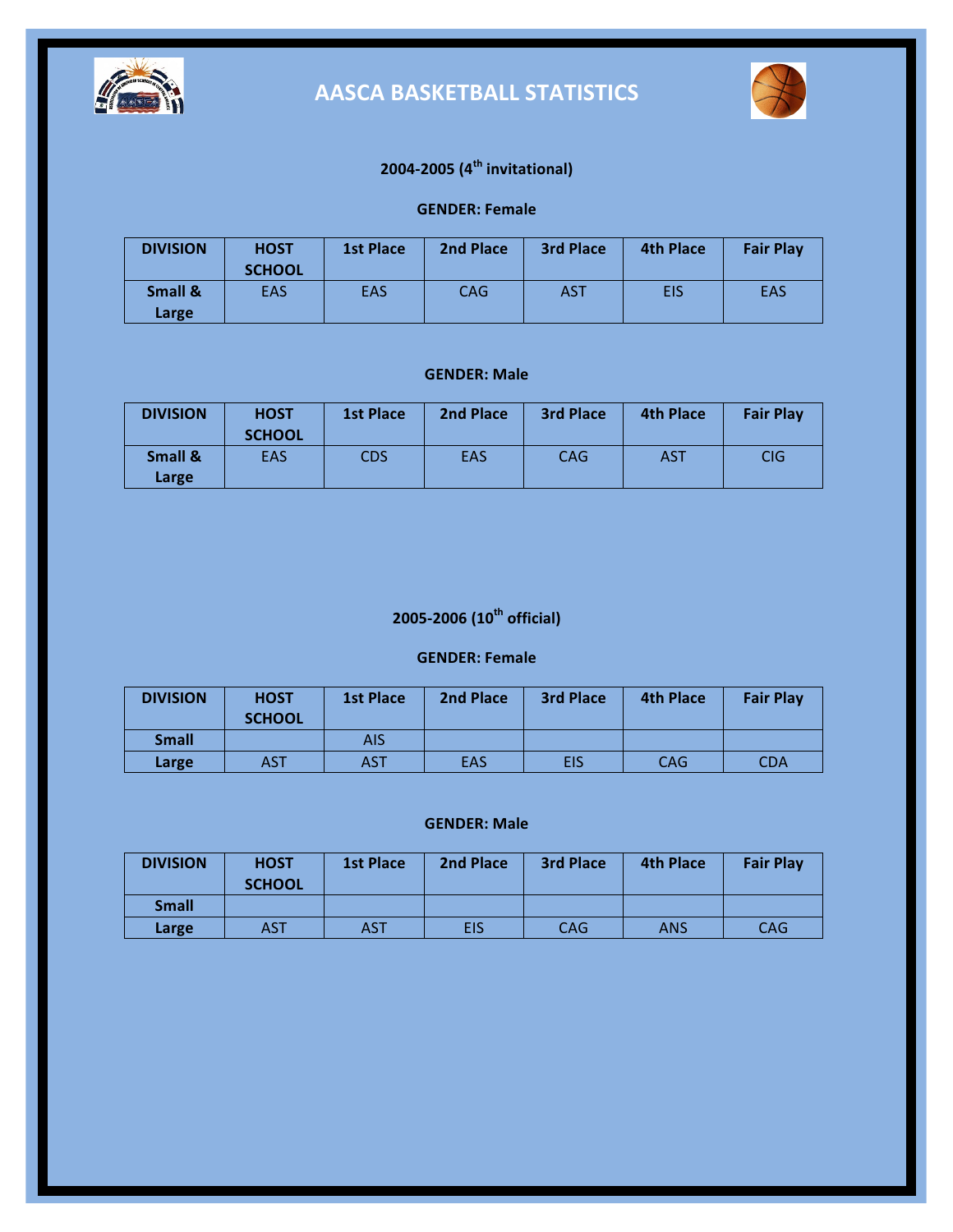# AASCA BASKETBALL STATISTICS

### 2004-2005 (4th invitational)

**GENDER: Female**

| DIVISION | HOST SCHOOL | 1st Place | 2nd Place | 3rd Place | 4th Place | Fair Play |
|---|---|---|---|---|---|---|
| **Small & Large** | EAS | EAS | CAG | AST | EIS | EAS |

**GENDER: Male**

| DIVISION | HOST SCHOOL | 1st Place | 2nd Place | 3rd Place | 4th Place | Fair Play |
|---|---|---|---|---|---|---|
| **Small & Large** | EAS | CDS | EAS | CAG | AST | CIG |

### 2005-2006 (10th official)

**GENDER: Female**

| DIVISION | HOST SCHOOL | 1st Place | 2nd Place | 3rd Place | 4th Place | Fair Play |
|---|---|---|---|---|---|---|
| **Small** | | AIS | | | | |
| **Large** | AST | AST | EAS | EIS | CAG | CDA |

**GENDER: Male**

| DIVISION | HOST SCHOOL | 1st Place | 2nd Place | 3rd Place | 4th Place | Fair Play |
|---|---|---|---|---|---|---|
| **Small** | | | | | | |
| **Large** | AST | AST | EIS | CAG | ANS | CAG |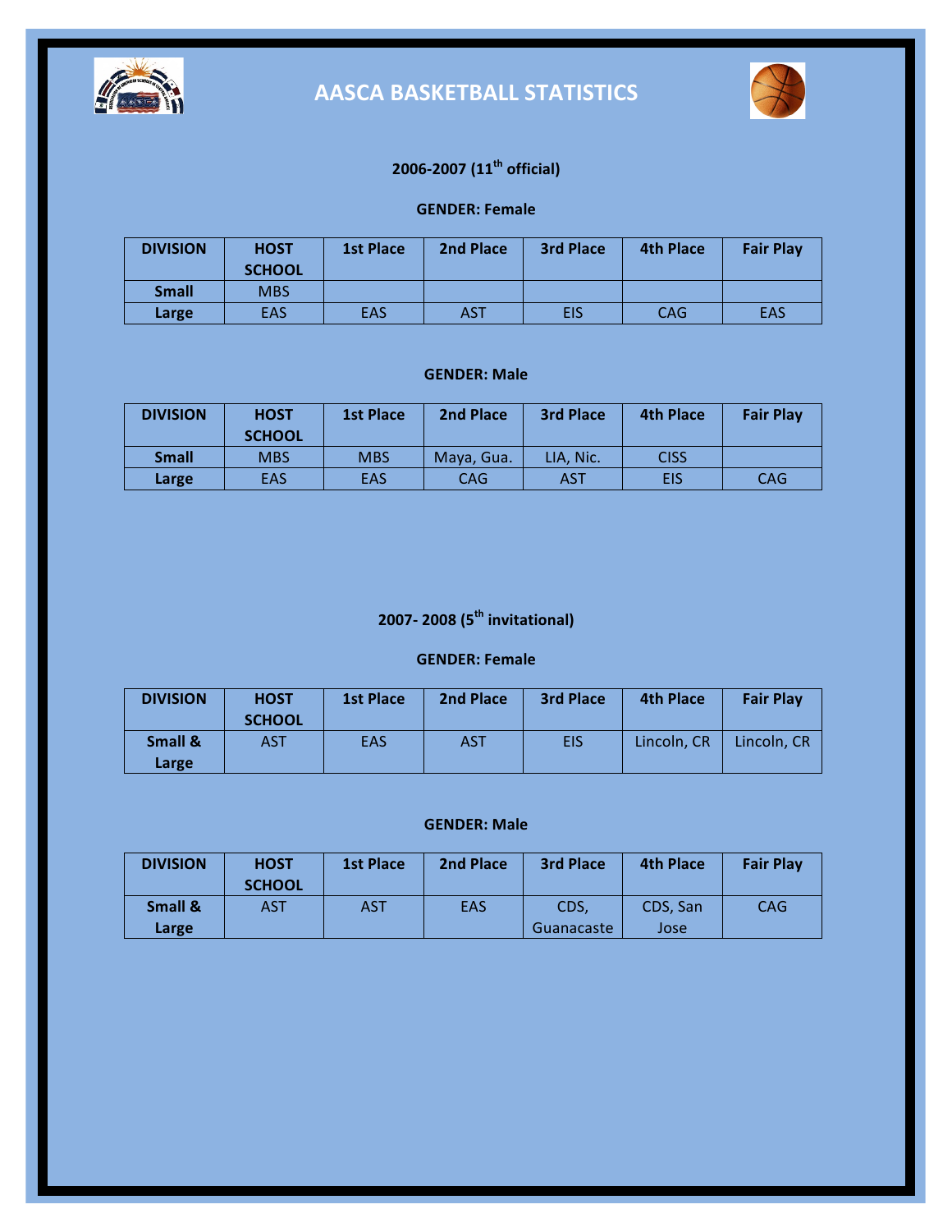# AASCA BASKETBALL STATISTICS

### 2006-2007 (11th official)

**GENDER: Female**

| DIVISION | HOST SCHOOL | 1st Place | 2nd Place | 3rd Place | 4th Place | Fair Play |
|---|---|---|---|---|---|---|
| **Small** | MBS | | | | | |
| **Large** | EAS | EAS | AST | EIS | CAG | EAS |

**GENDER: Male**

| DIVISION | HOST SCHOOL | 1st Place | 2nd Place | 3rd Place | 4th Place | Fair Play |
|---|---|---|---|---|---|---|
| **Small** | MBS | MBS | Maya, Gua. | LIA, Nic. | CISS | |
| **Large** | EAS | EAS | CAG | AST | EIS | CAG |

### 2007- 2008 (5th invitational)

**GENDER: Female**

| DIVISION | HOST SCHOOL | 1st Place | 2nd Place | 3rd Place | 4th Place | Fair Play |
|---|---|---|---|---|---|---|
| **Small & Large** | AST | EAS | AST | EIS | Lincoln, CR | Lincoln, CR |

**GENDER: Male**

| DIVISION | HOST SCHOOL | 1st Place | 2nd Place | 3rd Place | 4th Place | Fair Play |
|---|---|---|---|---|---|---|
| **Small & Large** | AST | AST | EAS | CDS, Guanacaste | CDS, San Jose | CAG |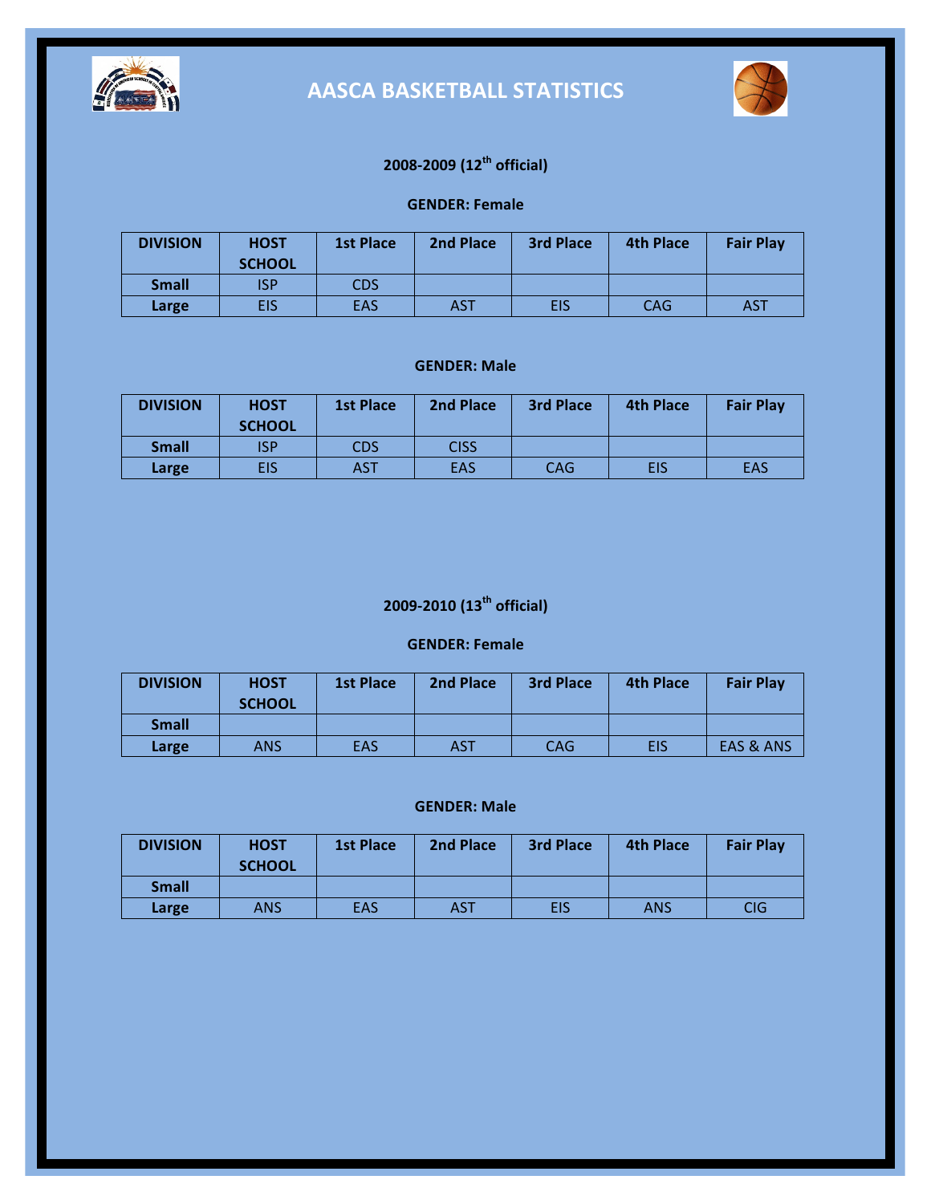# AASCA BASKETBALL STATISTICS

## 2008-2009 (12th official)

### GENDER: Female

| DIVISION | HOST SCHOOL | 1st Place | 2nd Place | 3rd Place | 4th Place | Fair Play |
|---|---|---|---|---|---|---|
| **Small** | ISP | CDS | | | | |
| **Large** | EIS | EAS | AST | EIS | CAG | AST |

### GENDER: Male

| DIVISION | HOST SCHOOL | 1st Place | 2nd Place | 3rd Place | 4th Place | Fair Play |
|---|---|---|---|---|---|---|
| **Small** | ISP | CDS | CISS | | | |
| **Large** | EIS | AST | EAS | CAG | EIS | EAS |

## 2009-2010 (13th official)

### GENDER: Female

| DIVISION | HOST SCHOOL | 1st Place | 2nd Place | 3rd Place | 4th Place | Fair Play |
|---|---|---|---|---|---|---|
| **Small** | | | | | | |
| **Large** | ANS | EAS | AST | CAG | EIS | EAS & ANS |

### GENDER: Male

| DIVISION | HOST SCHOOL | 1st Place | 2nd Place | 3rd Place | 4th Place | Fair Play |
|---|---|---|---|---|---|---|
| **Small** | | | | | | |
| **Large** | ANS | EAS | AST | EIS | ANS | CIG |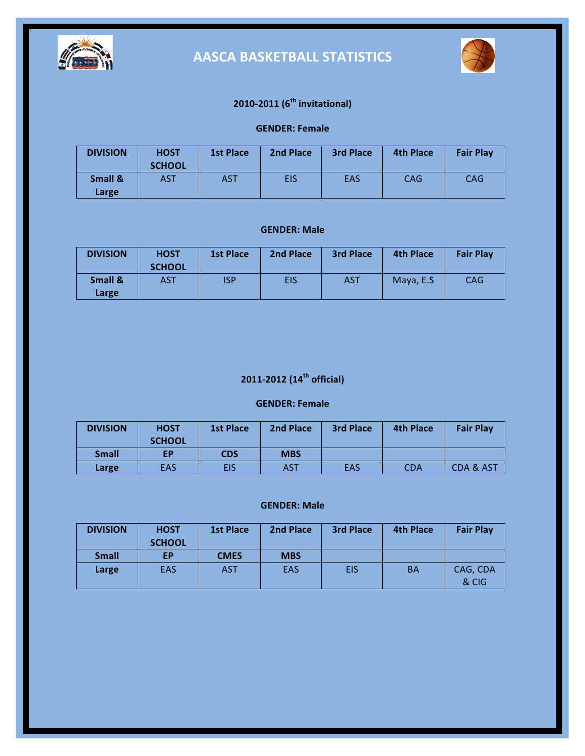# AASCA BASKETBALL STATISTICS

## 2010-2011 (6th invitational)

### GENDER: Female

| DIVISION | HOST SCHOOL | 1st Place | 2nd Place | 3rd Place | 4th Place | Fair Play |
|---|---|---|---|---|---|---|
| **Small & Large** | AST | AST | EIS | EAS | CAG | CAG |

### GENDER: Male

| DIVISION | HOST SCHOOL | 1st Place | 2nd Place | 3rd Place | 4th Place | Fair Play |
|---|---|---|---|---|---|---|
| **Small & Large** | AST | ISP | EIS | AST | Maya, E.S | CAG |

## 2011-2012 (14th official)

### GENDER: Female

| DIVISION | HOST SCHOOL | 1st Place | 2nd Place | 3rd Place | 4th Place | Fair Play |
|---|---|---|---|---|---|---|
| **Small** | **EP** | **CDS** | **MBS** | | | |
| **Large** | EAS | EIS | AST | EAS | CDA | CDA & AST |

### GENDER: Male

| DIVISION | HOST SCHOOL | 1st Place | 2nd Place | 3rd Place | 4th Place | Fair Play |
|---|---|---|---|---|---|---|
| **Small** | **EP** | **CMES** | **MBS** | | | |
| **Large** | EAS | AST | EAS | EIS | BA | CAG, CDA & CIG |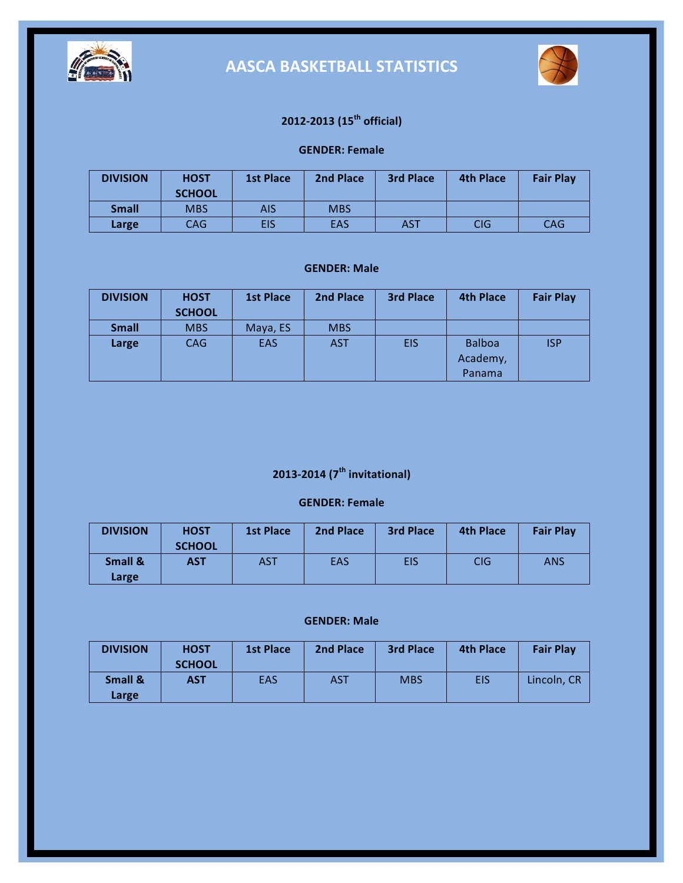# AASCA BASKETBALL STATISTICS

## 2012-2013 (15th official)

### GENDER: Female

| DIVISION | HOST SCHOOL | 1st Place | 2nd Place | 3rd Place | 4th Place | Fair Play |
|---|---|---|---|---|---|---|
| **Small** | MBS | AIS | MBS | | | |
| **Large** | CAG | EIS | EAS | AST | CIG | CAG |

### GENDER: Male

| DIVISION | HOST SCHOOL | 1st Place | 2nd Place | 3rd Place | 4th Place | Fair Play |
|---|---|---|---|---|---|---|
| **Small** | MBS | Maya, ES | MBS | | | |
| **Large** | CAG | EAS | AST | EIS | Balboa Academy, Panama | ISP |

## 2013-2014 (7th invitational)

### GENDER: Female

| DIVISION | HOST SCHOOL | 1st Place | 2nd Place | 3rd Place | 4th Place | Fair Play |
|---|---|---|---|---|---|---|
| **Small & Large** | **AST** | AST | EAS | EIS | CIG | ANS |

### GENDER: Male

| DIVISION | HOST SCHOOL | 1st Place | 2nd Place | 3rd Place | 4th Place | Fair Play |
|---|---|---|---|---|---|---|
| **Small & Large** | **AST** | EAS | AST | MBS | EIS | Lincoln, CR |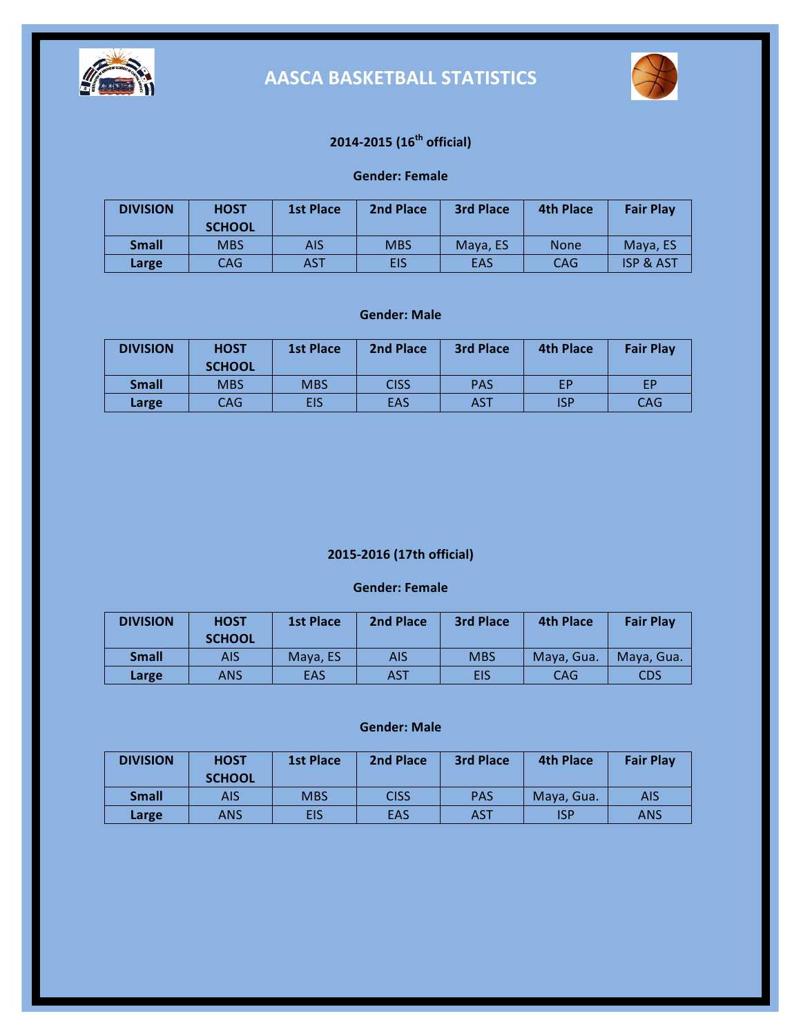# AASCA BASKETBALL STATISTICS

## 2014-2015 (16th official)

### Gender: Female

| DIVISION | HOST SCHOOL | 1st Place | 2nd Place | 3rd Place | 4th Place | Fair Play |
|---|---|---|---|---|---|---|
| **Small** | MBS | AIS | MBS | Maya, ES | None | Maya, ES |
| **Large** | CAG | AST | EIS | EAS | CAG | ISP & AST |

### Gender: Male

| DIVISION | HOST SCHOOL | 1st Place | 2nd Place | 3rd Place | 4th Place | Fair Play |
|---|---|---|---|---|---|---|
| **Small** | MBS | MBS | CISS | PAS | EP | EP |
| **Large** | CAG | EIS | EAS | AST | ISP | CAG |

## 2015-2016 (17th official)

### Gender: Female

| DIVISION | HOST SCHOOL | 1st Place | 2nd Place | 3rd Place | 4th Place | Fair Play |
|---|---|---|---|---|---|---|
| **Small** | AIS | Maya, ES | AIS | MBS | Maya, Gua. | Maya, Gua. |
| **Large** | ANS | EAS | AST | EIS | CAG | CDS |

### Gender: Male

| DIVISION | HOST SCHOOL | 1st Place | 2nd Place | 3rd Place | 4th Place | Fair Play |
|---|---|---|---|---|---|---|
| **Small** | AIS | MBS | CISS | PAS | Maya, Gua. | AIS |
| **Large** | ANS | EIS | EAS | AST | ISP | ANS |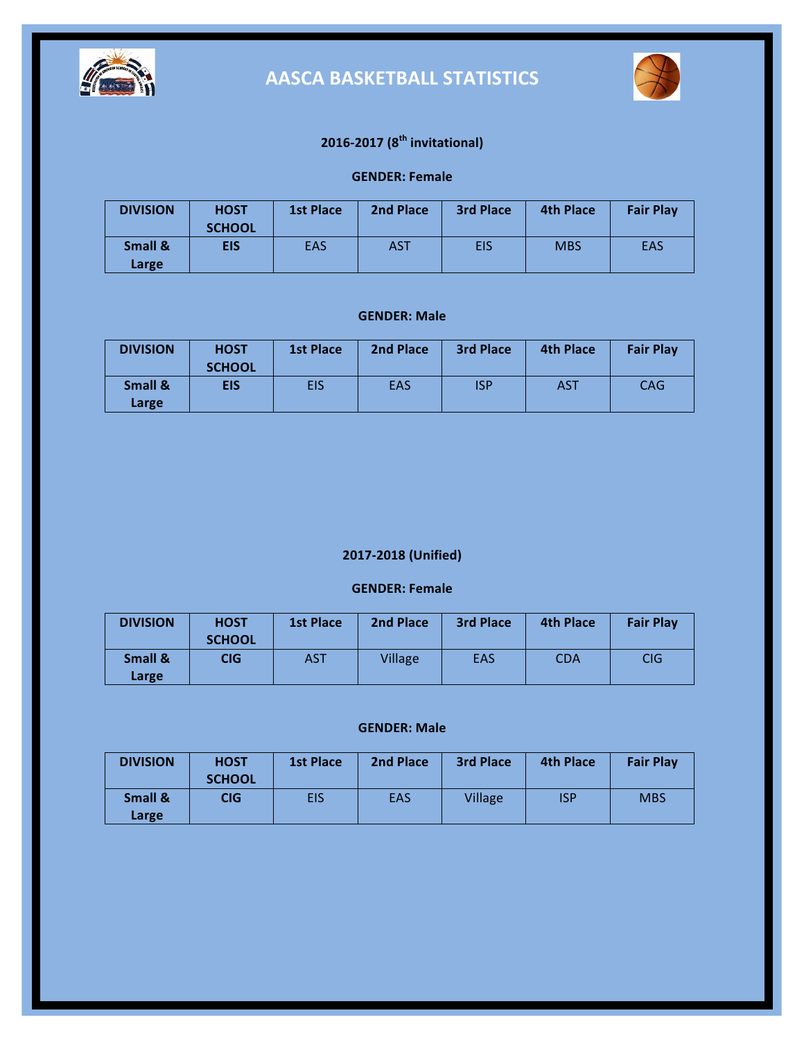# AASCA BASKETBALL STATISTICS

### 2016-2017 (8th invitational)

**GENDER: Female**

| DIVISION | HOST SCHOOL | 1st Place | 2nd Place | 3rd Place | 4th Place | Fair Play |
|---|---|---|---|---|---|---|
| **Small & Large** | **EIS** | EAS | AST | EIS | MBS | EAS |

**GENDER: Male**

| DIVISION | HOST SCHOOL | 1st Place | 2nd Place | 3rd Place | 4th Place | Fair Play |
|---|---|---|---|---|---|---|
| **Small & Large** | **EIS** | EIS | EAS | ISP | AST | CAG |

### 2017-2018 (Unified)

**GENDER: Female**

| DIVISION | HOST SCHOOL | 1st Place | 2nd Place | 3rd Place | 4th Place | Fair Play |
|---|---|---|---|---|---|---|
| **Small & Large** | **CIG** | AST | Village | EAS | CDA | CIG |

**GENDER: Male**

| DIVISION | HOST SCHOOL | 1st Place | 2nd Place | 3rd Place | 4th Place | Fair Play |
|---|---|---|---|---|---|---|
| **Small & Large** | **CIG** | EIS | EAS | Village | ISP | MBS |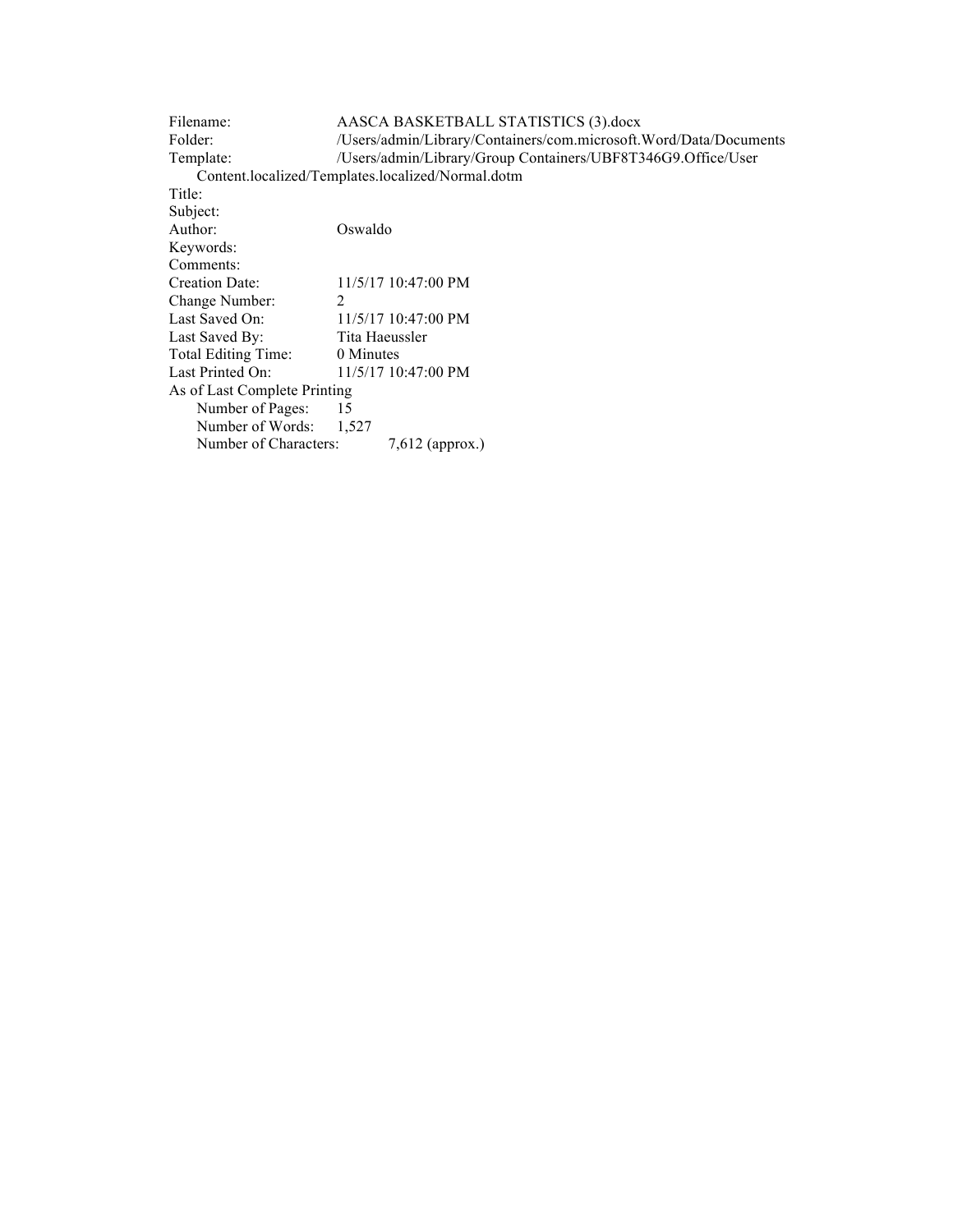Filename: AASCA BASKETBALL STATISTICS (3).docx
Folder: /Users/admin/Library/Containers/com.microsoft.Word/Data/Documents
Template: /Users/admin/Library/Group Containers/UBF8T346G9.Office/User Content.localized/Templates.localized/Normal.dotm
Title:
Subject:
Author: Oswaldo
Keywords:
Comments:
Creation Date: 11/5/17 10:47:00 PM
Change Number: 2
Last Saved On: 11/5/17 10:47:00 PM
Last Saved By: Tita Haeussler
Total Editing Time: 0 Minutes
Last Printed On: 11/5/17 10:47:00 PM
As of Last Complete Printing
Number of Pages: 15
Number of Words: 1,527
Number of Characters: 7,612 (approx.)